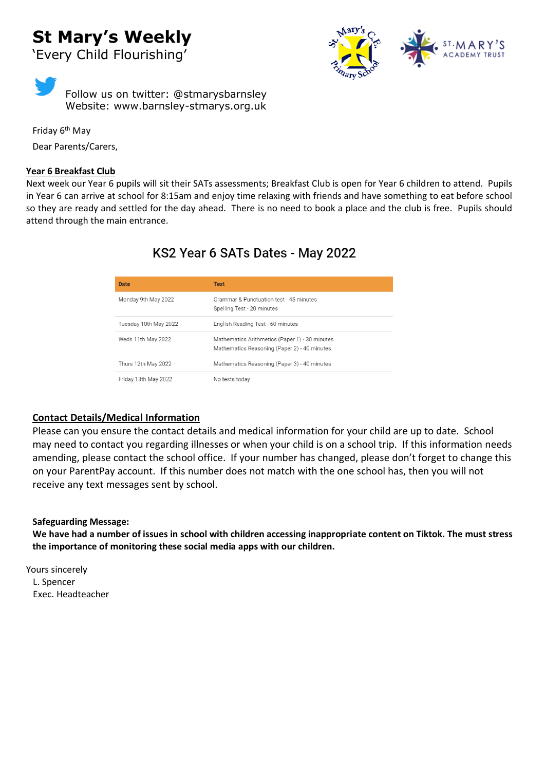# St Mary's Weekly

'Every Child Flourishing'

Follow us on twitter: @stmarysbarnsley
Website: www.barnsley-stmarys.org.uk

Friday 6th May

Dear Parents/Carers,

**Year 6 Breakfast Club**

Next week our Year 6 pupils will sit their SATs assessments; Breakfast Club is open for Year 6 children to attend. Pupils in Year 6 can arrive at school for 8:15am and enjoy time relaxing with friends and have something to eat before school so they are ready and settled for the day ahead. There is no need to book a place and the club is free. Pupils should attend through the main entrance.

## KS2 Year 6 SATs Dates - May 2022

| Date | Test |
|---|---|
| Monday 9th May 2022 | Grammar & Punctuation test - 45 minutes<br>Spelling Test - 20 minutes |
| Tuesday 10th May 2022 | English Reading Test - 60 minutes |
| Weds 11th May 2022 | Mathematics Arithmetics (Paper 1) - 30 minutes<br>Mathematics Reasoning (Paper 2) - 40 minutes |
| Thurs 12th May 2022 | Mathematics Reasoning (Paper 3) - 40 minutes |
| Friday 13th May 2022 | No tests today |

**Contact Details/Medical Information**

Please can you ensure the contact details and medical information for your child are up to date. School may need to contact you regarding illnesses or when your child is on a school trip. If this information needs amending, please contact the school office. If your number has changed, please don't forget to change this on your ParentPay account. If this number does not match with the one school has, then you will not receive any text messages sent by school.

**Safeguarding Message:**

**We have had a number of issues in school with children accessing inappropriate content on Tiktok. The must stress the importance of monitoring these social media apps with our children.**

Yours sincerely
L. Spencer
Exec. Headteacher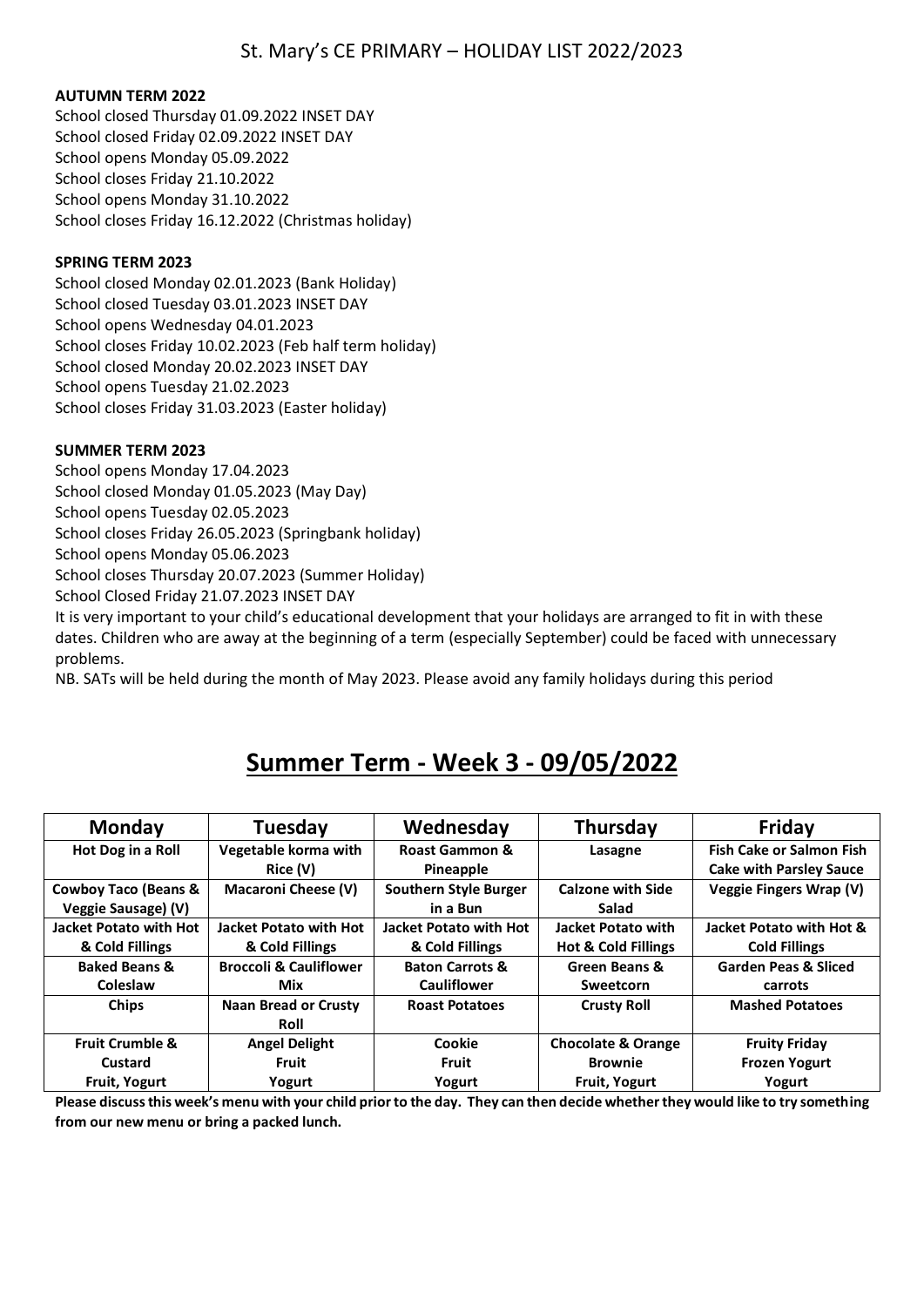St. Mary's CE PRIMARY – HOLIDAY LIST 2022/2023

**AUTUMN TERM 2022**

School closed Thursday 01.09.2022 INSET DAY
School closed Friday 02.09.2022 INSET DAY
School opens Monday 05.09.2022
School closes Friday 21.10.2022
School opens Monday 31.10.2022
School closes Friday 16.12.2022 (Christmas holiday)

**SPRING TERM 2023**

School closed Monday 02.01.2023 (Bank Holiday)
School closed Tuesday 03.01.2023 INSET DAY
School opens Wednesday 04.01.2023
School closes Friday 10.02.2023 (Feb half term holiday)
School closed Monday 20.02.2023 INSET DAY
School opens Tuesday 21.02.2023
School closes Friday 31.03.2023 (Easter holiday)

**SUMMER TERM 2023**

School opens Monday 17.04.2023
School closed Monday 01.05.2023 (May Day)
School opens Tuesday 02.05.2023
School closes Friday 26.05.2023 (Springbank holiday)
School opens Monday 05.06.2023
School closes Thursday 20.07.2023 (Summer Holiday)
School Closed Friday 21.07.2023 INSET DAY

It is very important to your child's educational development that your holidays are arranged to fit in with these dates. Children who are away at the beginning of a term (especially September) could be faced with unnecessary problems.

NB. SATs will be held during the month of May 2023. Please avoid any family holidays during this period

# Summer Term - Week 3 - 09/05/2022

| Monday | Tuesday | Wednesday | Thursday | Friday |
|---|---|---|---|---|
| **Hot Dog in a Roll** | **Vegetable korma with Rice (V)** | **Roast Gammon & Pineapple** | **Lasagne** | **Fish Cake or Salmon Fish Cake with Parsley Sauce** |
| **Cowboy Taco (Beans & Veggie Sausage) (V)** | **Macaroni Cheese (V)** | **Southern Style Burger in a Bun** | **Calzone with Side Salad** | **Veggie Fingers Wrap (V)** |
| **Jacket Potato with Hot & Cold Fillings** | **Jacket Potato with Hot & Cold Fillings** | **Jacket Potato with Hot & Cold Fillings** | **Jacket Potato with Hot & Cold Fillings** | **Jacket Potato with Hot & Cold Fillings** |
| **Baked Beans & Coleslaw** | **Broccoli & Cauliflower Mix** | **Baton Carrots & Cauliflower** | **Green Beans & Sweetcorn** | **Garden Peas & Sliced carrots** |
| **Chips** | **Naan Bread or Crusty Roll** | **Roast Potatoes** | **Crusty Roll** | **Mashed Potatoes** |
| **Fruit Crumble & Custard Fruit, Yogurt** | **Angel Delight Fruit Yogurt** | **Cookie Fruit Yogurt** | **Chocolate & Orange Brownie Fruit, Yogurt** | **Fruity Friday Frozen Yogurt Yogurt** |

**Please discuss this week's menu with your child prior to the day. They can then decide whether they would like to try something from our new menu or bring a packed lunch.**